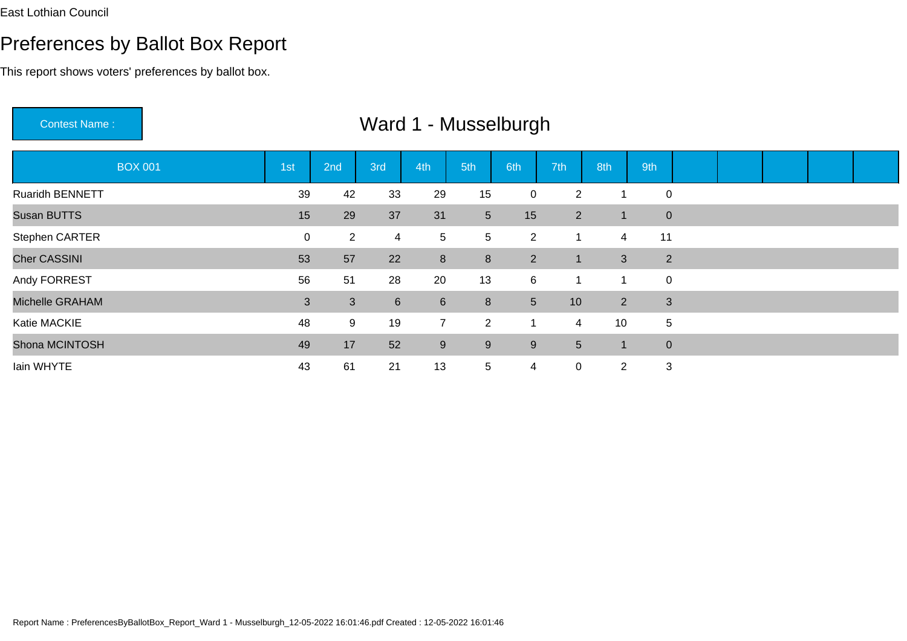East Lothian Council

# Preferences by Ballot Box Report

This report shows voters' preferences by ballot box.

**Contest Name :** Ward 1 - Musselburgh

| BOX 001 | 1st | 2nd | 3rd | 4th | 5th | 6th | 7th | 8th | 9th |
|---|---|---|---|---|---|---|---|---|---|
| Ruaridh BENNETT | 39 | 42 | 33 | 29 | 15 | 0 | 2 | 1 | 0 |
| Susan BUTTS | 15 | 29 | 37 | 31 | 5 | 15 | 2 | 1 | 0 |
| Stephen CARTER | 0 | 2 | 4 | 5 | 5 | 2 | 1 | 4 | 11 |
| Cher CASSINI | 53 | 57 | 22 | 8 | 8 | 2 | 1 | 3 | 2 |
| Andy FORREST | 56 | 51 | 28 | 20 | 13 | 6 | 1 | 1 | 0 |
| Michelle GRAHAM | 3 | 3 | 6 | 6 | 8 | 5 | 10 | 2 | 3 |
| Katie MACKIE | 48 | 9 | 19 | 7 | 2 | 1 | 4 | 10 | 5 |
| Shona MCINTOSH | 49 | 17 | 52 | 9 | 9 | 9 | 5 | 1 | 0 |
| Iain WHYTE | 43 | 61 | 21 | 13 | 5 | 4 | 0 | 2 | 3 |

Report Name : PreferencesByBallotBox_Report_Ward 1 - Musselburgh_12-05-2022 16:01:46.pdf Created : 12-05-2022 16:01:46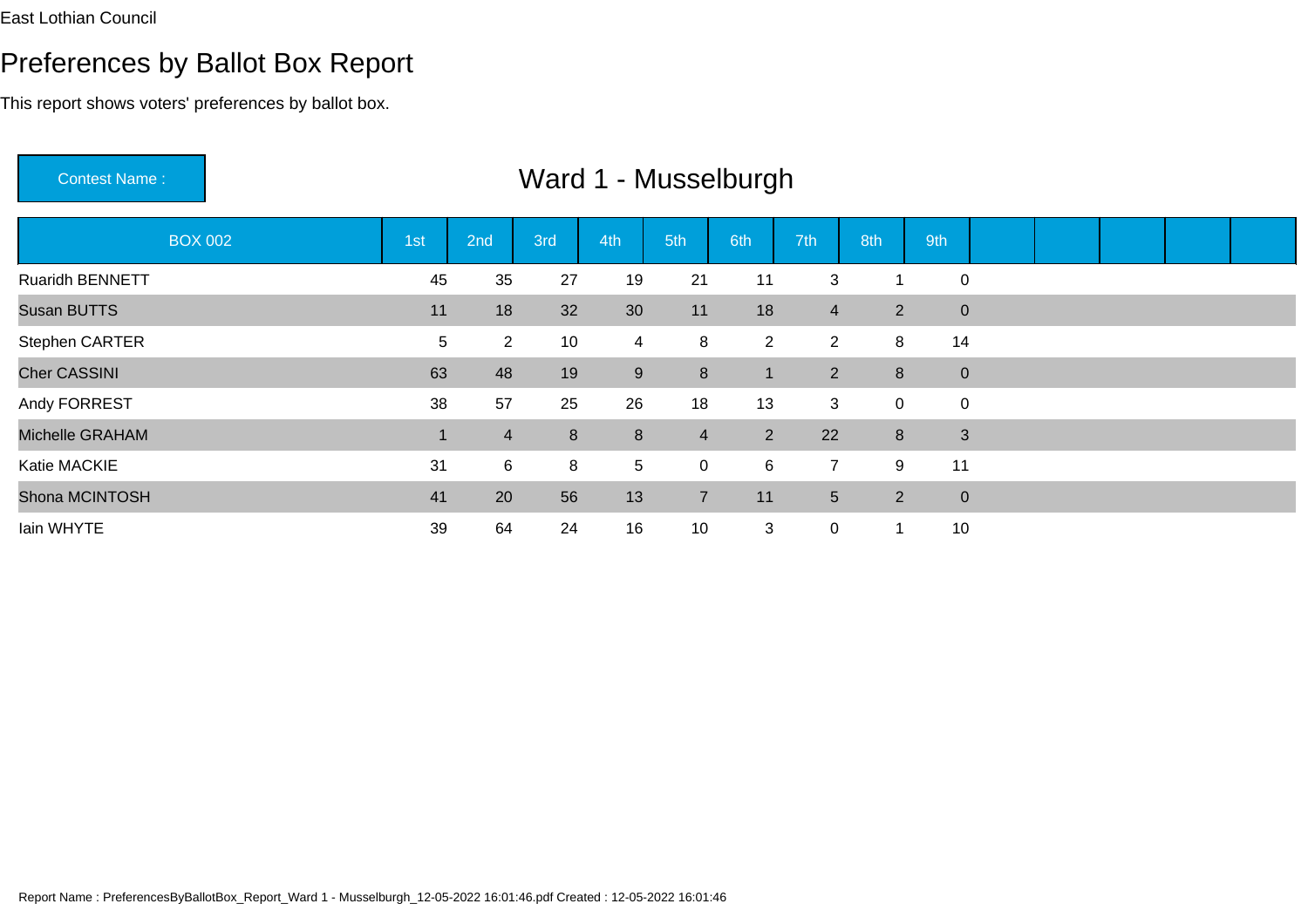East Lothian Council

# Preferences by Ballot Box Report

This report shows voters' preferences by ballot box.

**Contest Name :** Ward 1 - Musselburgh

| BOX 002 | 1st | 2nd | 3rd | 4th | 5th | 6th | 7th | 8th | 9th | | | | | |
|---|---|---|---|---|---|---|---|---|---|---|---|---|---|---|
| Ruaridh BENNETT | 45 | 35 | 27 | 19 | 21 | 11 | 3 | 1 | 0 | | | | | |
| Susan BUTTS | 11 | 18 | 32 | 30 | 11 | 18 | 4 | 2 | 0 | | | | | |
| Stephen CARTER | 5 | 2 | 10 | 4 | 8 | 2 | 2 | 8 | 14 | | | | | |
| Cher CASSINI | 63 | 48 | 19 | 9 | 8 | 1 | 2 | 8 | 0 | | | | | |
| Andy FORREST | 38 | 57 | 25 | 26 | 18 | 13 | 3 | 0 | 0 | | | | | |
| Michelle GRAHAM | 1 | 4 | 8 | 8 | 4 | 2 | 22 | 8 | 3 | | | | | |
| Katie MACKIE | 31 | 6 | 8 | 5 | 0 | 6 | 7 | 9 | 11 | | | | | |
| Shona MCINTOSH | 41 | 20 | 56 | 13 | 7 | 11 | 5 | 2 | 0 | | | | | |
| Iain WHYTE | 39 | 64 | 24 | 16 | 10 | 3 | 0 | 1 | 10 | | | | | |

Report Name : PreferencesByBallotBox_Report_Ward 1 - Musselburgh_12-05-2022 16:01:46.pdf Created : 12-05-2022 16:01:46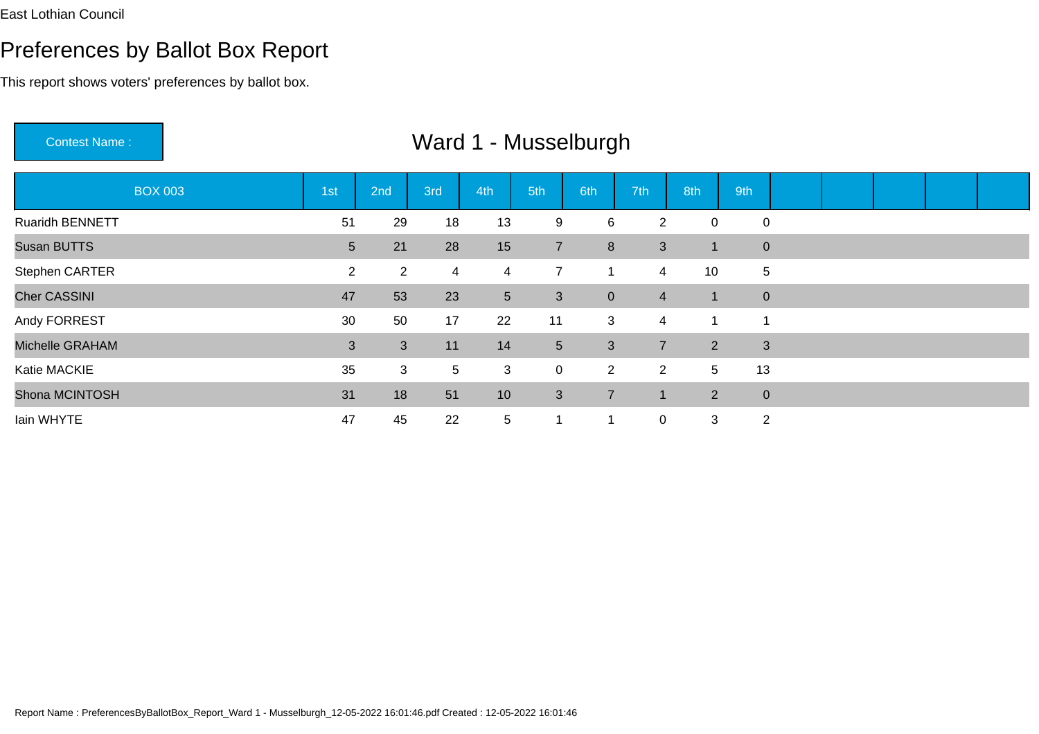East Lothian Council

# Preferences by Ballot Box Report

This report shows voters' preferences by ballot box.

**Contest Name :** Ward 1 - Musselburgh

| BOX 003 | 1st | 2nd | 3rd | 4th | 5th | 6th | 7th | 8th | 9th |
|---|---|---|---|---|---|---|---|---|---|
| Ruaridh BENNETT | 51 | 29 | 18 | 13 | 9 | 6 | 2 | 0 | 0 |
| Susan BUTTS | 5 | 21 | 28 | 15 | 7 | 8 | 3 | 1 | 0 |
| Stephen CARTER | 2 | 2 | 4 | 4 | 7 | 1 | 4 | 10 | 5 |
| Cher CASSINI | 47 | 53 | 23 | 5 | 3 | 0 | 4 | 1 | 0 |
| Andy FORREST | 30 | 50 | 17 | 22 | 11 | 3 | 4 | 1 | 1 |
| Michelle GRAHAM | 3 | 3 | 11 | 14 | 5 | 3 | 7 | 2 | 3 |
| Katie MACKIE | 35 | 3 | 5 | 3 | 0 | 2 | 2 | 5 | 13 |
| Shona MCINTOSH | 31 | 18 | 51 | 10 | 3 | 7 | 1 | 2 | 0 |
| Iain WHYTE | 47 | 45 | 22 | 5 | 1 | 1 | 0 | 3 | 2 |

Report Name : PreferencesByBallotBox_Report_Ward 1 - Musselburgh_12-05-2022 16:01:46.pdf Created : 12-05-2022 16:01:46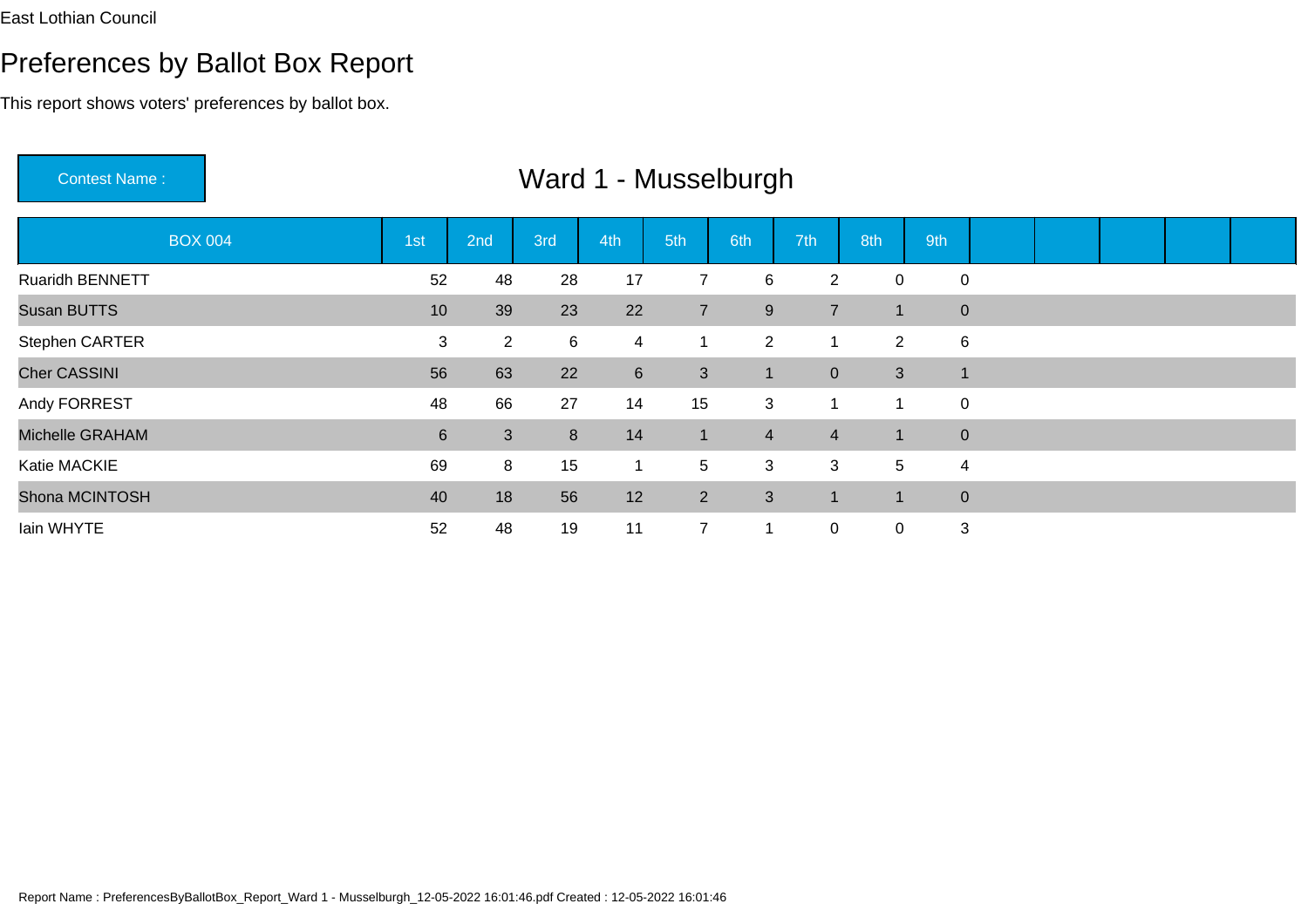East Lothian Council

# Preferences by Ballot Box Report

This report shows voters' preferences by ballot box.

**Contest Name :** Ward 1 - Musselburgh

| BOX 004 | 1st | 2nd | 3rd | 4th | 5th | 6th | 7th | 8th | 9th | | | | | |
|---|---|---|---|---|---|---|---|---|---|---|---|---|---|---|
| Ruaridh BENNETT | 52 | 48 | 28 | 17 | 7 | 6 | 2 | 0 | 0 | | | | | |
| Susan BUTTS | 10 | 39 | 23 | 22 | 7 | 9 | 7 | 1 | 0 | | | | | |
| Stephen CARTER | 3 | 2 | 6 | 4 | 1 | 2 | 1 | 2 | 6 | | | | | |
| Cher CASSINI | 56 | 63 | 22 | 6 | 3 | 1 | 0 | 3 | 1 | | | | | |
| Andy FORREST | 48 | 66 | 27 | 14 | 15 | 3 | 1 | 1 | 0 | | | | | |
| Michelle GRAHAM | 6 | 3 | 8 | 14 | 1 | 4 | 4 | 1 | 0 | | | | | |
| Katie MACKIE | 69 | 8 | 15 | 1 | 5 | 3 | 3 | 5 | 4 | | | | | |
| Shona MCINTOSH | 40 | 18 | 56 | 12 | 2 | 3 | 1 | 1 | 0 | | | | | |
| Iain WHYTE | 52 | 48 | 19 | 11 | 7 | 1 | 0 | 0 | 3 | | | | | |

Report Name : PreferencesByBallotBox_Report_Ward 1 - Musselburgh_12-05-2022 16:01:46.pdf Created : 12-05-2022 16:01:46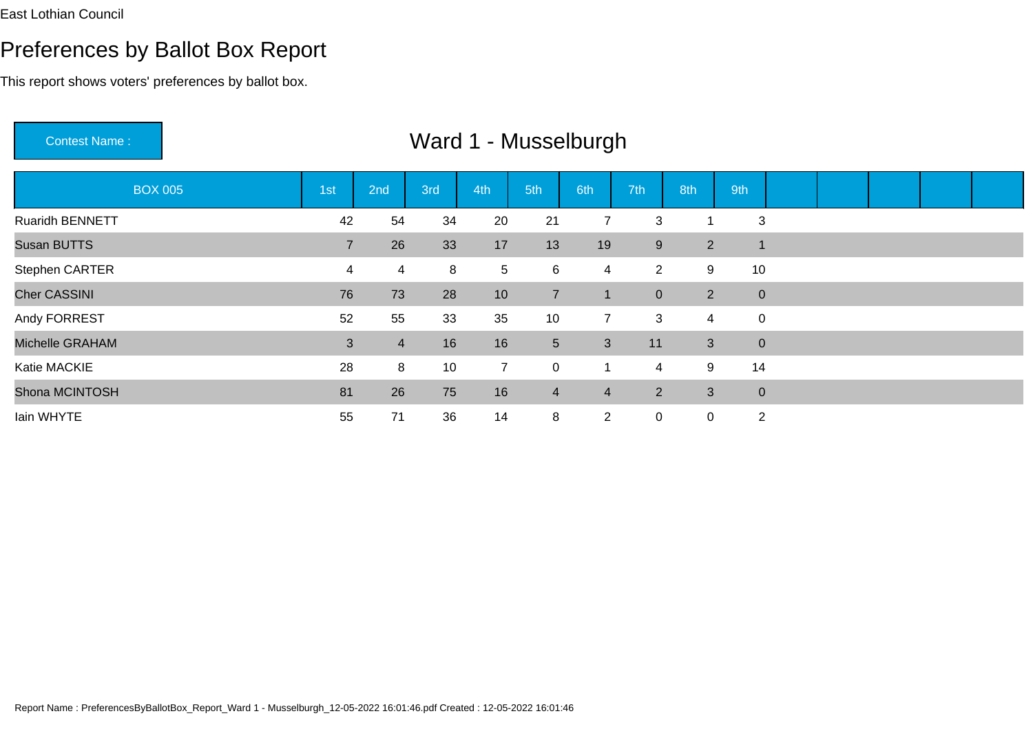East Lothian Council

# Preferences by Ballot Box Report

This report shows voters' preferences by ballot box.

**Contest Name :** Ward 1 - Musselburgh

| BOX 005 | 1st | 2nd | 3rd | 4th | 5th | 6th | 7th | 8th | 9th |
|---|---|---|---|---|---|---|---|---|---|
| Ruaridh BENNETT | 42 | 54 | 34 | 20 | 21 | 7 | 3 | 1 | 3 |
| Susan BUTTS | 7 | 26 | 33 | 17 | 13 | 19 | 9 | 2 | 1 |
| Stephen CARTER | 4 | 4 | 8 | 5 | 6 | 4 | 2 | 9 | 10 |
| Cher CASSINI | 76 | 73 | 28 | 10 | 7 | 1 | 0 | 2 | 0 |
| Andy FORREST | 52 | 55 | 33 | 35 | 10 | 7 | 3 | 4 | 0 |
| Michelle GRAHAM | 3 | 4 | 16 | 16 | 5 | 3 | 11 | 3 | 0 |
| Katie MACKIE | 28 | 8 | 10 | 7 | 0 | 1 | 4 | 9 | 14 |
| Shona MCINTOSH | 81 | 26 | 75 | 16 | 4 | 4 | 2 | 3 | 0 |
| Iain WHYTE | 55 | 71 | 36 | 14 | 8 | 2 | 0 | 0 | 2 |

Report Name : PreferencesByBallotBox_Report_Ward 1 - Musselburgh_12-05-2022 16:01:46.pdf Created : 12-05-2022 16:01:46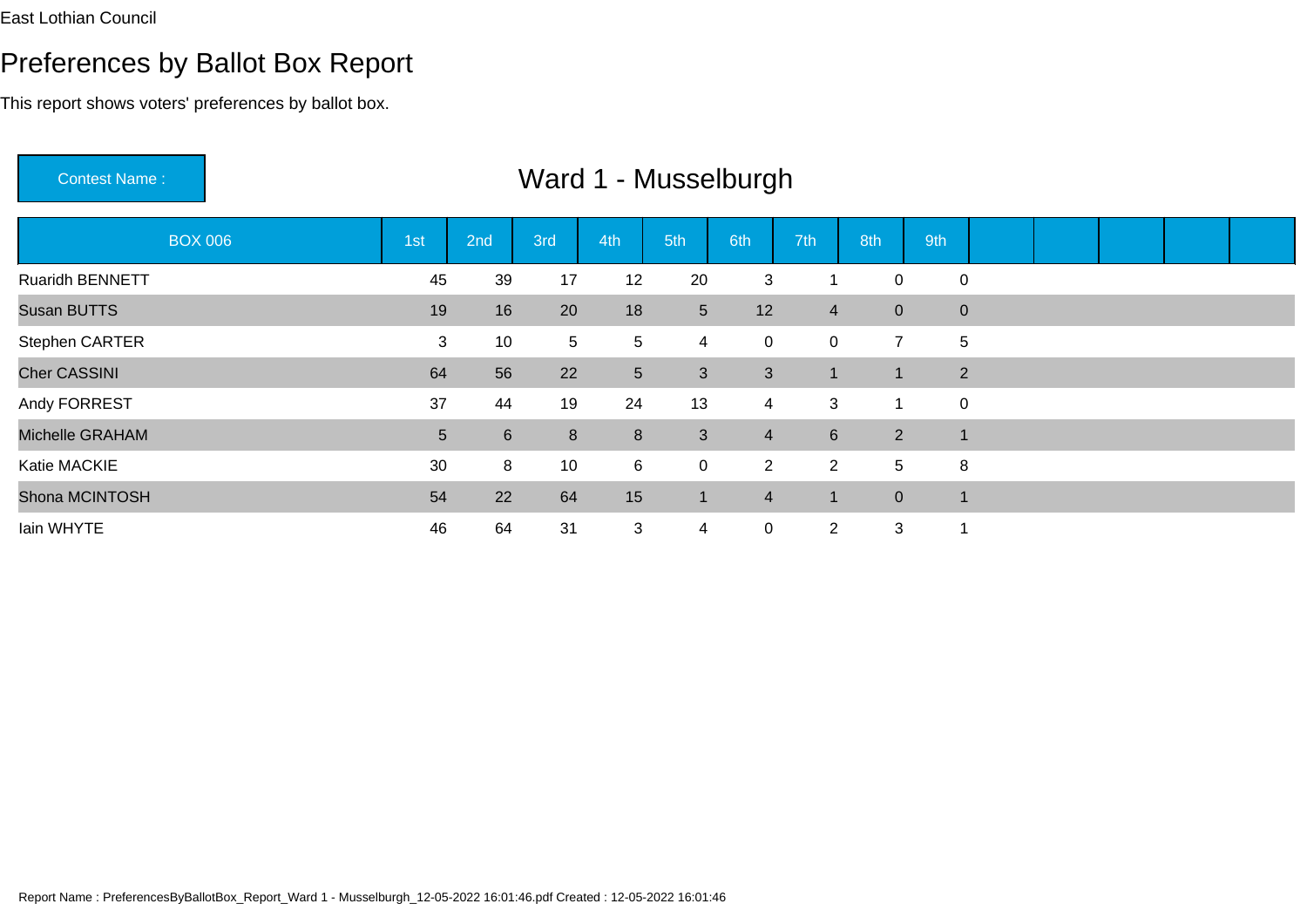East Lothian Council

# Preferences by Ballot Box Report

This report shows voters' preferences by ballot box.

**Contest Name :** Ward 1 - Musselburgh

| BOX 006 | 1st | 2nd | 3rd | 4th | 5th | 6th | 7th | 8th | 9th |
|---|---|---|---|---|---|---|---|---|---|
| Ruaridh BENNETT | 45 | 39 | 17 | 12 | 20 | 3 | 1 | 0 | 0 |
| Susan BUTTS | 19 | 16 | 20 | 18 | 5 | 12 | 4 | 0 | 0 |
| Stephen CARTER | 3 | 10 | 5 | 5 | 4 | 0 | 0 | 7 | 5 |
| Cher CASSINI | 64 | 56 | 22 | 5 | 3 | 3 | 1 | 1 | 2 |
| Andy FORREST | 37 | 44 | 19 | 24 | 13 | 4 | 3 | 1 | 0 |
| Michelle GRAHAM | 5 | 6 | 8 | 8 | 3 | 4 | 6 | 2 | 1 |
| Katie MACKIE | 30 | 8 | 10 | 6 | 0 | 2 | 2 | 5 | 8 |
| Shona MCINTOSH | 54 | 22 | 64 | 15 | 1 | 4 | 1 | 0 | 1 |
| Iain WHYTE | 46 | 64 | 31 | 3 | 4 | 0 | 2 | 3 | 1 |

Report Name : PreferencesByBallotBox_Report_Ward 1 - Musselburgh_12-05-2022 16:01:46.pdf Created : 12-05-2022 16:01:46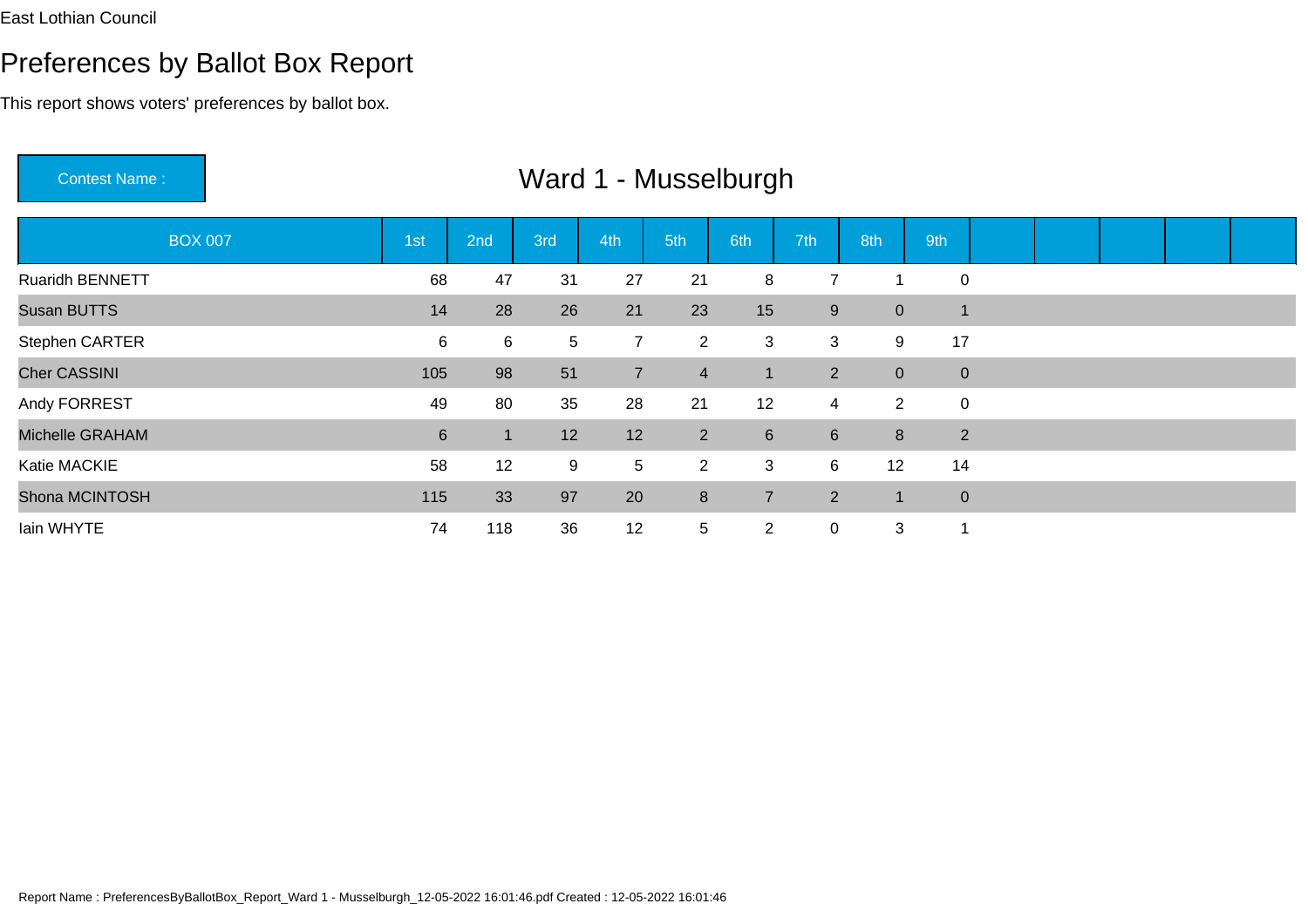East Lothian Council

# Preferences by Ballot Box Report

This report shows voters' preferences by ballot box.

**Contest Name :** Ward 1 - Musselburgh

| BOX 007 | 1st | 2nd | 3rd | 4th | 5th | 6th | 7th | 8th | 9th | | | | | |
|---|---|---|---|---|---|---|---|---|---|---|---|---|---|---|
| Ruaridh BENNETT | 68 | 47 | 31 | 27 | 21 | 8 | 7 | 1 | 0 | | | | | |
| Susan BUTTS | 14 | 28 | 26 | 21 | 23 | 15 | 9 | 0 | 1 | | | | | |
| Stephen CARTER | 6 | 6 | 5 | 7 | 2 | 3 | 3 | 9 | 17 | | | | | |
| Cher CASSINI | 105 | 98 | 51 | 7 | 4 | 1 | 2 | 0 | 0 | | | | | |
| Andy FORREST | 49 | 80 | 35 | 28 | 21 | 12 | 4 | 2 | 0 | | | | | |
| Michelle GRAHAM | 6 | 1 | 12 | 12 | 2 | 6 | 6 | 8 | 2 | | | | | |
| Katie MACKIE | 58 | 12 | 9 | 5 | 2 | 3 | 6 | 12 | 14 | | | | | |
| Shona MCINTOSH | 115 | 33 | 97 | 20 | 8 | 7 | 2 | 1 | 0 | | | | | |
| Iain WHYTE | 74 | 118 | 36 | 12 | 5 | 2 | 0 | 3 | 1 | | | | | |

Report Name : PreferencesByBallotBox_Report_Ward 1 - Musselburgh_12-05-2022 16:01:46.pdf Created : 12-05-2022 16:01:46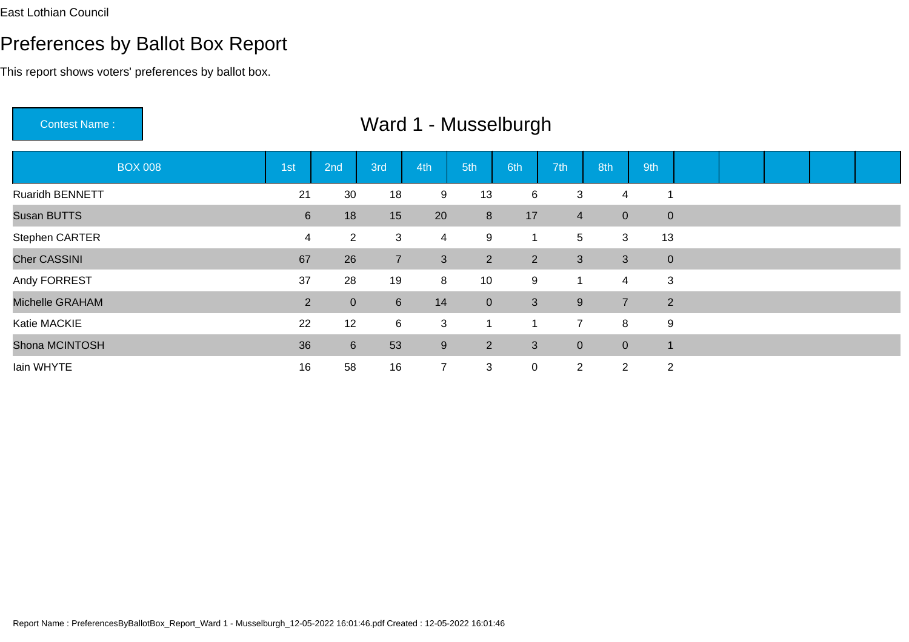East Lothian Council

# Preferences by Ballot Box Report

This report shows voters' preferences by ballot box.

**Contest Name :** Ward 1 - Musselburgh

| BOX 008 | 1st | 2nd | 3rd | 4th | 5th | 6th | 7th | 8th | 9th | | | | | |
|---|---|---|---|---|---|---|---|---|---|---|---|---|---|---|
| Ruaridh BENNETT | 21 | 30 | 18 | 9 | 13 | 6 | 3 | 4 | 1 | | | | | |
| Susan BUTTS | 6 | 18 | 15 | 20 | 8 | 17 | 4 | 0 | 0 | | | | | |
| Stephen CARTER | 4 | 2 | 3 | 4 | 9 | 1 | 5 | 3 | 13 | | | | | |
| Cher CASSINI | 67 | 26 | 7 | 3 | 2 | 2 | 3 | 3 | 0 | | | | | |
| Andy FORREST | 37 | 28 | 19 | 8 | 10 | 9 | 1 | 4 | 3 | | | | | |
| Michelle GRAHAM | 2 | 0 | 6 | 14 | 0 | 3 | 9 | 7 | 2 | | | | | |
| Katie MACKIE | 22 | 12 | 6 | 3 | 1 | 1 | 7 | 8 | 9 | | | | | |
| Shona MCINTOSH | 36 | 6 | 53 | 9 | 2 | 3 | 0 | 0 | 1 | | | | | |
| Iain WHYTE | 16 | 58 | 16 | 7 | 3 | 0 | 2 | 2 | 2 | | | | | |

Report Name : PreferencesByBallotBox_Report_Ward 1 - Musselburgh_12-05-2022 16:01:46.pdf Created : 12-05-2022 16:01:46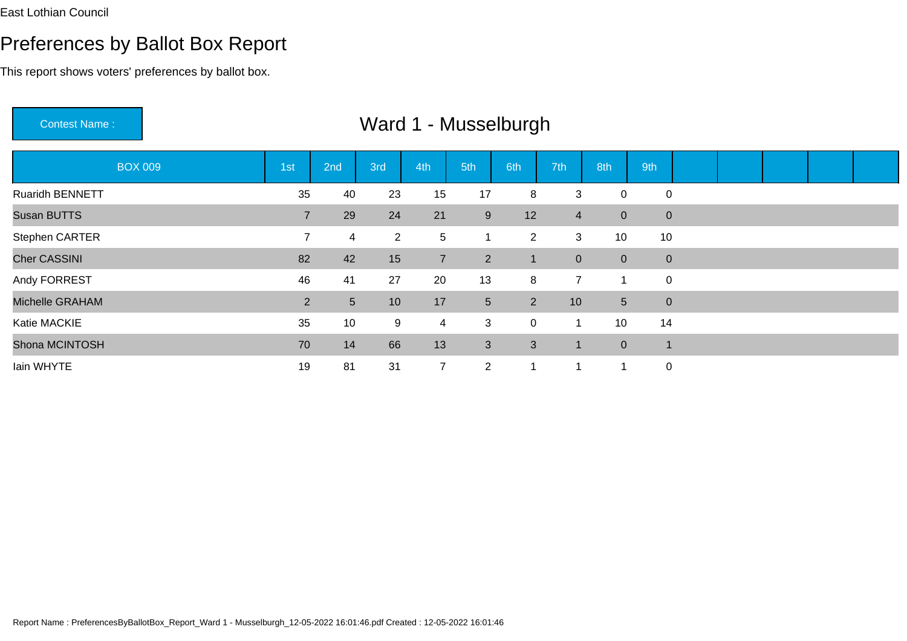East Lothian Council

# Preferences by Ballot Box Report

This report shows voters' preferences by ballot box.

**Contest Name :** Ward 1 - Musselburgh

| BOX 009 | 1st | 2nd | 3rd | 4th | 5th | 6th | 7th | 8th | 9th | | | | | |
|---|---|---|---|---|---|---|---|---|---|---|---|---|---|---|
| Ruaridh BENNETT | 35 | 40 | 23 | 15 | 17 | 8 | 3 | 0 | 0 | | | | | |
| Susan BUTTS | 7 | 29 | 24 | 21 | 9 | 12 | 4 | 0 | 0 | | | | | |
| Stephen CARTER | 7 | 4 | 2 | 5 | 1 | 2 | 3 | 10 | 10 | | | | | |
| Cher CASSINI | 82 | 42 | 15 | 7 | 2 | 1 | 0 | 0 | 0 | | | | | |
| Andy FORREST | 46 | 41 | 27 | 20 | 13 | 8 | 7 | 1 | 0 | | | | | |
| Michelle GRAHAM | 2 | 5 | 10 | 17 | 5 | 2 | 10 | 5 | 0 | | | | | |
| Katie MACKIE | 35 | 10 | 9 | 4 | 3 | 0 | 1 | 10 | 14 | | | | | |
| Shona MCINTOSH | 70 | 14 | 66 | 13 | 3 | 3 | 1 | 0 | 1 | | | | | |
| Iain WHYTE | 19 | 81 | 31 | 7 | 2 | 1 | 1 | 1 | 0 | | | | | |

Report Name : PreferencesByBallotBox_Report_Ward 1 - Musselburgh_12-05-2022 16:01:46.pdf Created : 12-05-2022 16:01:46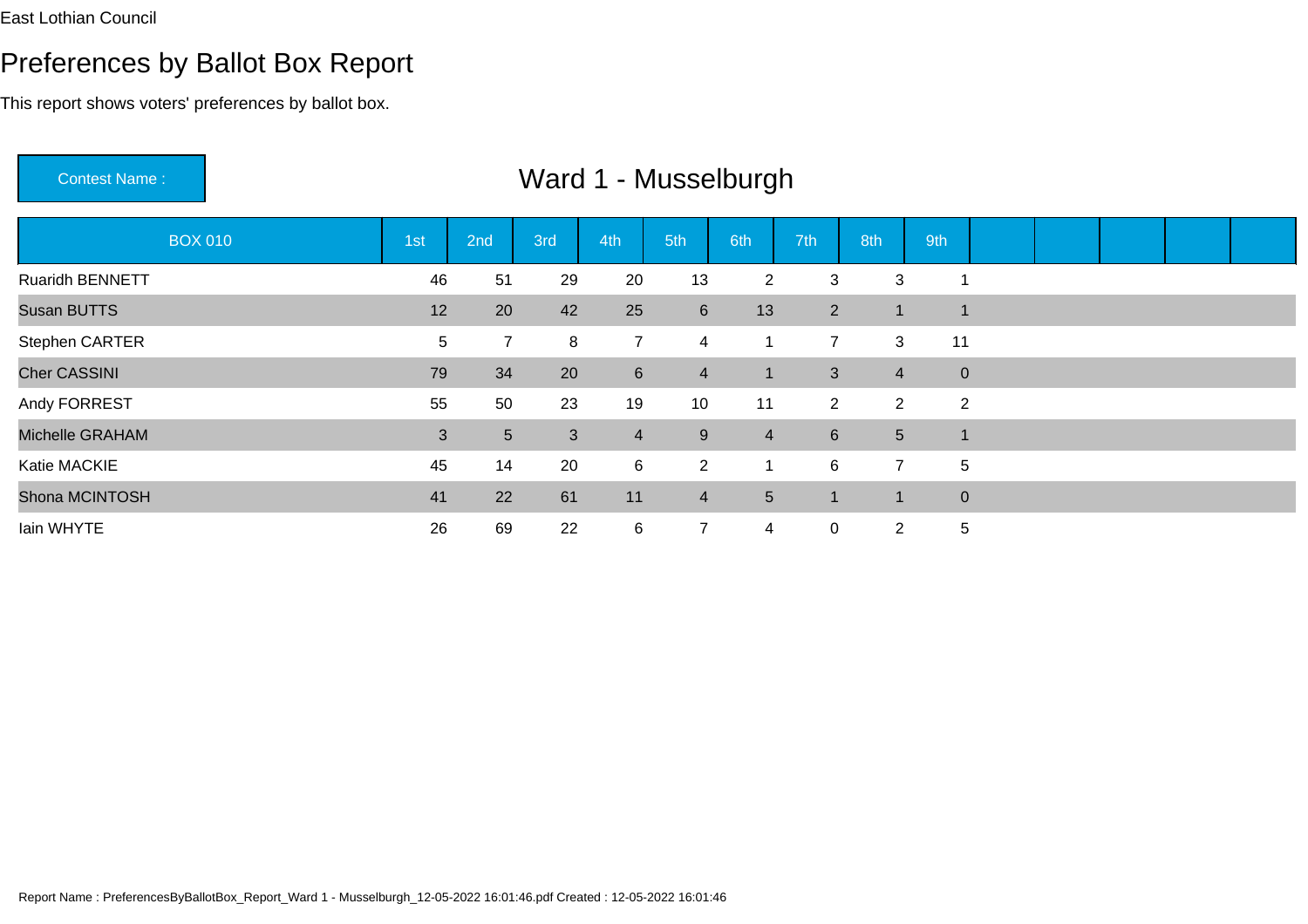East Lothian Council

# Preferences by Ballot Box Report

This report shows voters' preferences by ballot box.

**Contest Name :** Ward 1 - Musselburgh

| BOX 010 | 1st | 2nd | 3rd | 4th | 5th | 6th | 7th | 8th | 9th |
|---|---|---|---|---|---|---|---|---|---|
| Ruaridh BENNETT | 46 | 51 | 29 | 20 | 13 | 2 | 3 | 3 | 1 |
| Susan BUTTS | 12 | 20 | 42 | 25 | 6 | 13 | 2 | 1 | 1 |
| Stephen CARTER | 5 | 7 | 8 | 7 | 4 | 1 | 7 | 3 | 11 |
| Cher CASSINI | 79 | 34 | 20 | 6 | 4 | 1 | 3 | 4 | 0 |
| Andy FORREST | 55 | 50 | 23 | 19 | 10 | 11 | 2 | 2 | 2 |
| Michelle GRAHAM | 3 | 5 | 3 | 4 | 9 | 4 | 6 | 5 | 1 |
| Katie MACKIE | 45 | 14 | 20 | 6 | 2 | 1 | 6 | 7 | 5 |
| Shona MCINTOSH | 41 | 22 | 61 | 11 | 4 | 5 | 1 | 1 | 0 |
| Iain WHYTE | 26 | 69 | 22 | 6 | 7 | 4 | 0 | 2 | 5 |

Report Name : PreferencesByBallotBox_Report_Ward 1 - Musselburgh_12-05-2022 16:01:46.pdf Created : 12-05-2022 16:01:46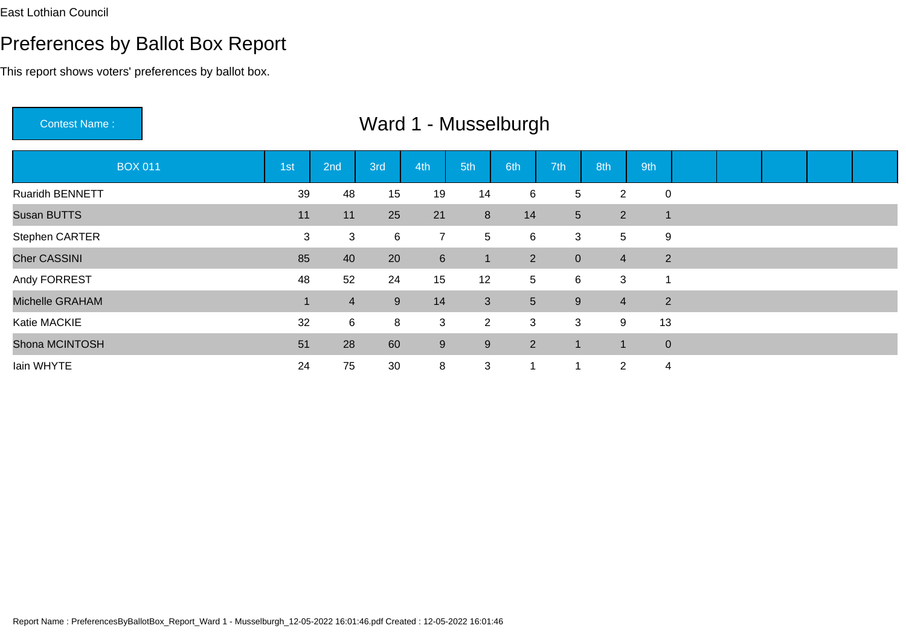East Lothian Council

# Preferences by Ballot Box Report

This report shows voters' preferences by ballot box.

| Contest Name : | Ward 1 - Musselburgh |
|---|---|

| BOX 011 | 1st | 2nd | 3rd | 4th | 5th | 6th | 7th | 8th | 9th | | | | | |
|---|---|---|---|---|---|---|---|---|---|---|---|---|---|---|
| Ruaridh BENNETT | 39 | 48 | 15 | 19 | 14 | 6 | 5 | 2 | 0 | | | | | |
| Susan BUTTS | 11 | 11 | 25 | 21 | 8 | 14 | 5 | 2 | 1 | | | | | |
| Stephen CARTER | 3 | 3 | 6 | 7 | 5 | 6 | 3 | 5 | 9 | | | | | |
| Cher CASSINI | 85 | 40 | 20 | 6 | 1 | 2 | 0 | 4 | 2 | | | | | |
| Andy FORREST | 48 | 52 | 24 | 15 | 12 | 5 | 6 | 3 | 1 | | | | | |
| Michelle GRAHAM | 1 | 4 | 9 | 14 | 3 | 5 | 9 | 4 | 2 | | | | | |
| Katie MACKIE | 32 | 6 | 8 | 3 | 2 | 3 | 3 | 9 | 13 | | | | | |
| Shona MCINTOSH | 51 | 28 | 60 | 9 | 9 | 2 | 1 | 1 | 0 | | | | | |
| Iain WHYTE | 24 | 75 | 30 | 8 | 3 | 1 | 1 | 2 | 4 | | | | | |

Report Name : PreferencesByBallotBox_Report_Ward 1 - Musselburgh_12-05-2022 16:01:46.pdf Created : 12-05-2022 16:01:46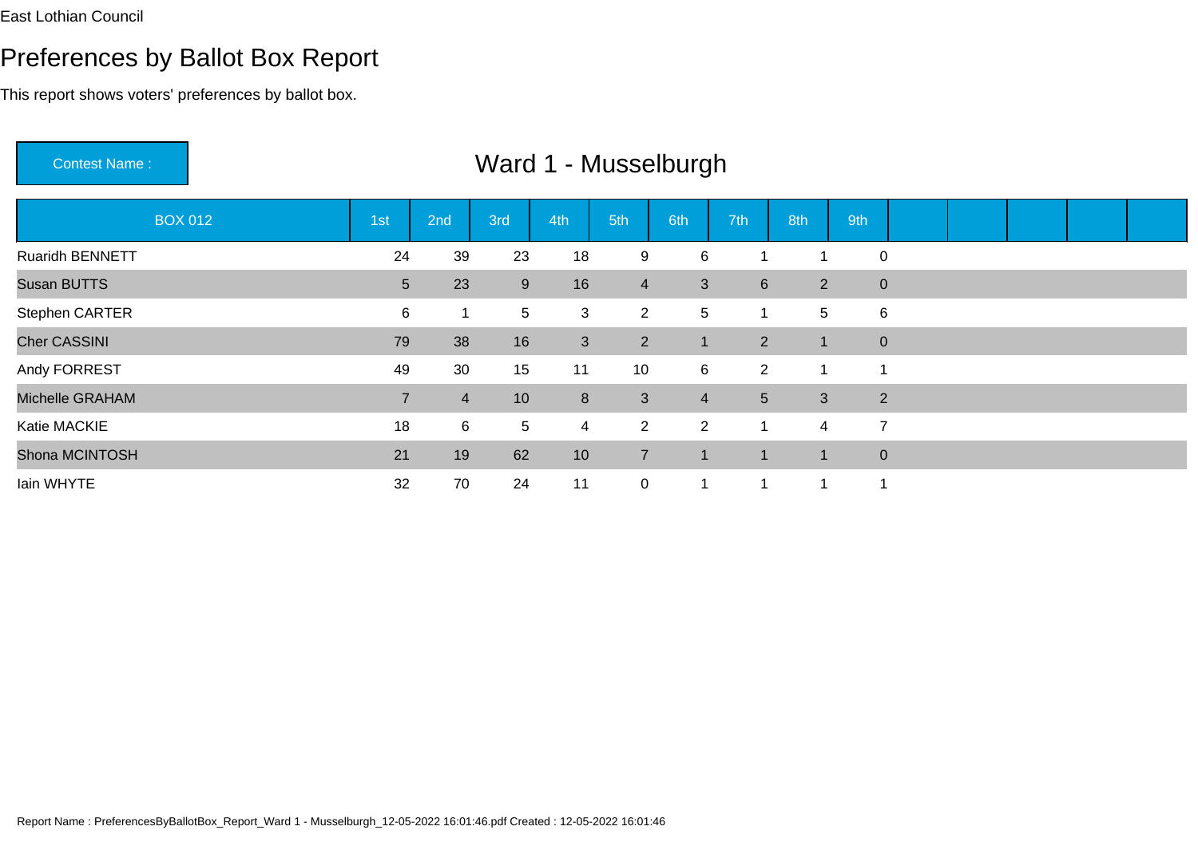East Lothian Council

# Preferences by Ballot Box Report

This report shows voters' preferences by ballot box.

**Contest Name :** Ward 1 - Musselburgh

| BOX 012 | 1st | 2nd | 3rd | 4th | 5th | 6th | 7th | 8th | 9th | | | | | |
|---|---|---|---|---|---|---|---|---|---|---|---|---|---|---|
| Ruaridh BENNETT | 24 | 39 | 23 | 18 | 9 | 6 | 1 | 1 | 0 | | | | | |
| Susan BUTTS | 5 | 23 | 9 | 16 | 4 | 3 | 6 | 2 | 0 | | | | | |
| Stephen CARTER | 6 | 1 | 5 | 3 | 2 | 5 | 1 | 5 | 6 | | | | | |
| Cher CASSINI | 79 | 38 | 16 | 3 | 2 | 1 | 2 | 1 | 0 | | | | | |
| Andy FORREST | 49 | 30 | 15 | 11 | 10 | 6 | 2 | 1 | 1 | | | | | |
| Michelle GRAHAM | 7 | 4 | 10 | 8 | 3 | 4 | 5 | 3 | 2 | | | | | |
| Katie MACKIE | 18 | 6 | 5 | 4 | 2 | 2 | 1 | 4 | 7 | | | | | |
| Shona MCINTOSH | 21 | 19 | 62 | 10 | 7 | 1 | 1 | 1 | 0 | | | | | |
| Iain WHYTE | 32 | 70 | 24 | 11 | 0 | 1 | 1 | 1 | 1 | | | | | |

Report Name : PreferencesByBallotBox_Report_Ward 1 - Musselburgh_12-05-2022 16:01:46.pdf Created : 12-05-2022 16:01:46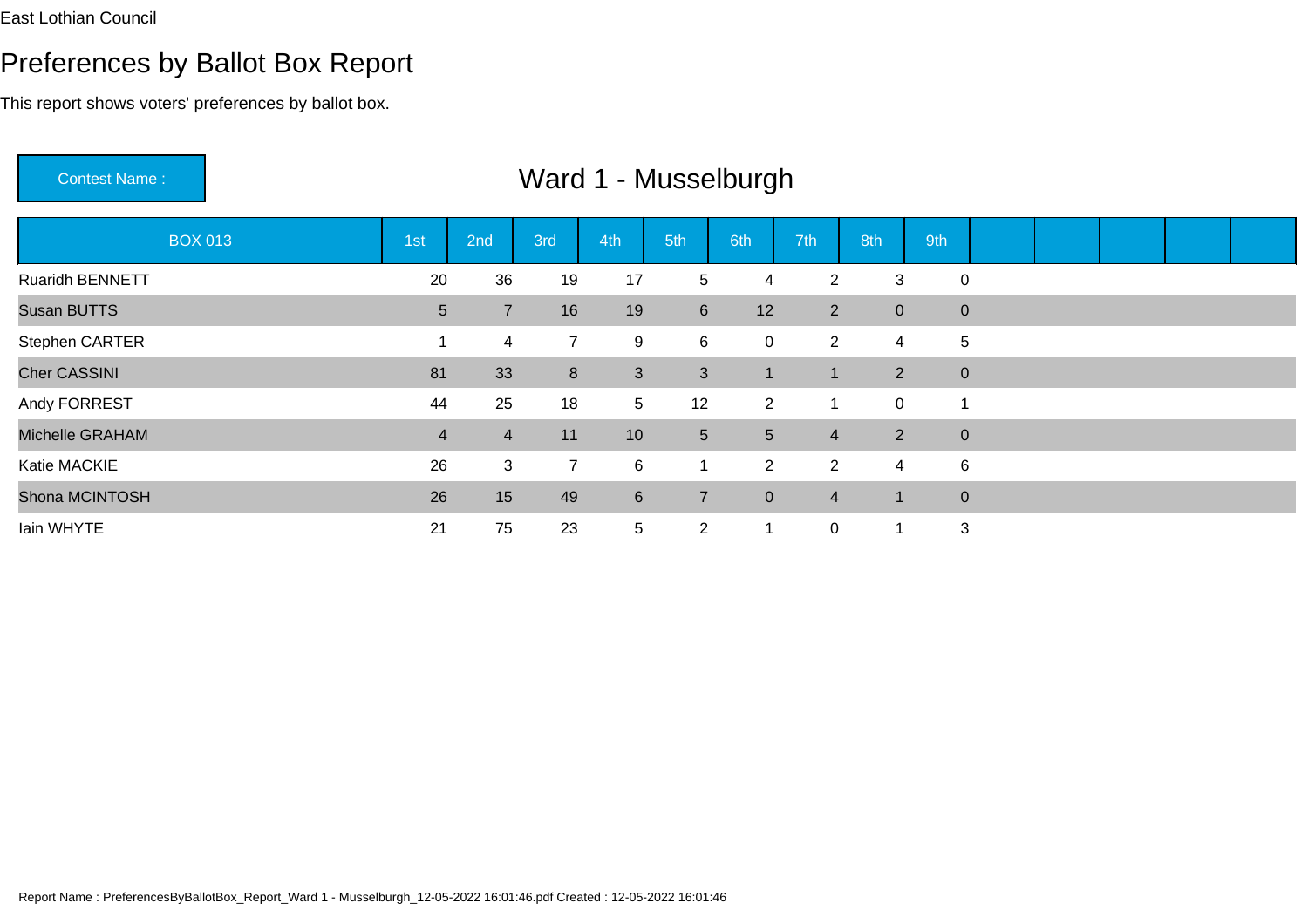East Lothian Council

# Preferences by Ballot Box Report

This report shows voters' preferences by ballot box.

**Contest Name :** Ward 1 - Musselburgh

| BOX 013 | 1st | 2nd | 3rd | 4th | 5th | 6th | 7th | 8th | 9th | | | | | |
|---|---|---|---|---|---|---|---|---|---|---|---|---|---|---|
| Ruaridh BENNETT | 20 | 36 | 19 | 17 | 5 | 4 | 2 | 3 | 0 | | | | | |
| Susan BUTTS | 5 | 7 | 16 | 19 | 6 | 12 | 2 | 0 | 0 | | | | | |
| Stephen CARTER | 1 | 4 | 7 | 9 | 6 | 0 | 2 | 4 | 5 | | | | | |
| Cher CASSINI | 81 | 33 | 8 | 3 | 3 | 1 | 1 | 2 | 0 | | | | | |
| Andy FORREST | 44 | 25 | 18 | 5 | 12 | 2 | 1 | 0 | 1 | | | | | |
| Michelle GRAHAM | 4 | 4 | 11 | 10 | 5 | 5 | 4 | 2 | 0 | | | | | |
| Katie MACKIE | 26 | 3 | 7 | 6 | 1 | 2 | 2 | 4 | 6 | | | | | |
| Shona MCINTOSH | 26 | 15 | 49 | 6 | 7 | 0 | 4 | 1 | 0 | | | | | |
| Iain WHYTE | 21 | 75 | 23 | 5 | 2 | 1 | 0 | 1 | 3 | | | | | |

Report Name : PreferencesByBallotBox_Report_Ward 1 - Musselburgh_12-05-2022 16:01:46.pdf Created : 12-05-2022 16:01:46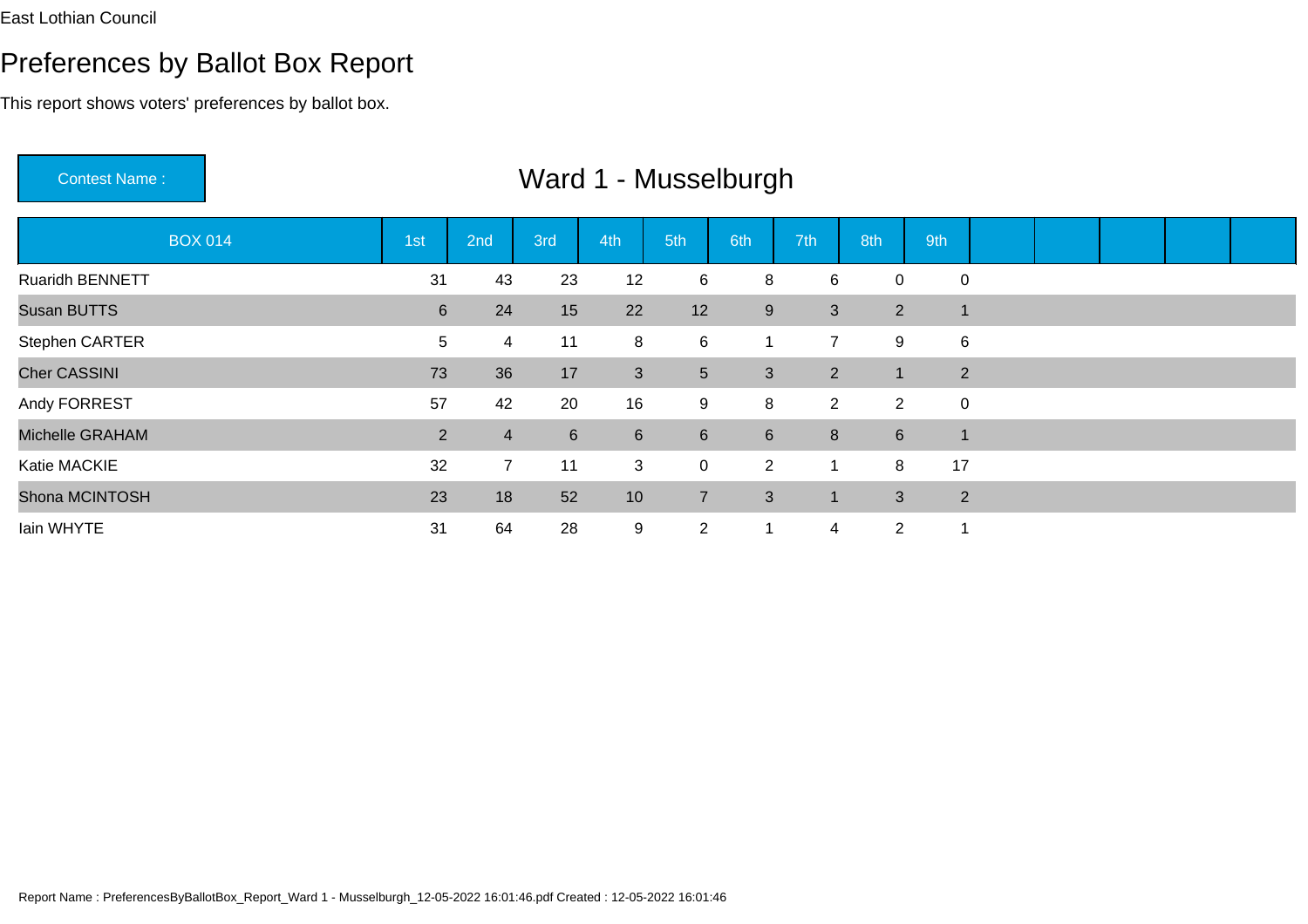East Lothian Council

# Preferences by Ballot Box Report

This report shows voters' preferences by ballot box.

Contest Name : 

## Ward 1 - Musselburgh

| BOX 014 | 1st | 2nd | 3rd | 4th | 5th | 6th | 7th | 8th | 9th | | | | | |
|---|---|---|---|---|---|---|---|---|---|---|---|---|---|---|
| Ruaridh BENNETT | 31 | 43 | 23 | 12 | 6 | 8 | 6 | 0 | 0 | | | | | |
| Susan BUTTS | 6 | 24 | 15 | 22 | 12 | 9 | 3 | 2 | 1 | | | | | |
| Stephen CARTER | 5 | 4 | 11 | 8 | 6 | 1 | 7 | 9 | 6 | | | | | |
| Cher CASSINI | 73 | 36 | 17 | 3 | 5 | 3 | 2 | 1 | 2 | | | | | |
| Andy FORREST | 57 | 42 | 20 | 16 | 9 | 8 | 2 | 2 | 0 | | | | | |
| Michelle GRAHAM | 2 | 4 | 6 | 6 | 6 | 6 | 8 | 6 | 1 | | | | | |
| Katie MACKIE | 32 | 7 | 11 | 3 | 0 | 2 | 1 | 8 | 17 | | | | | |
| Shona MCINTOSH | 23 | 18 | 52 | 10 | 7 | 3 | 1 | 3 | 2 | | | | | |
| Iain WHYTE | 31 | 64 | 28 | 9 | 2 | 1 | 4 | 2 | 1 | | | | | |

Report Name : PreferencesByBallotBox_Report_Ward 1 - Musselburgh_12-05-2022 16:01:46.pdf Created : 12-05-2022 16:01:46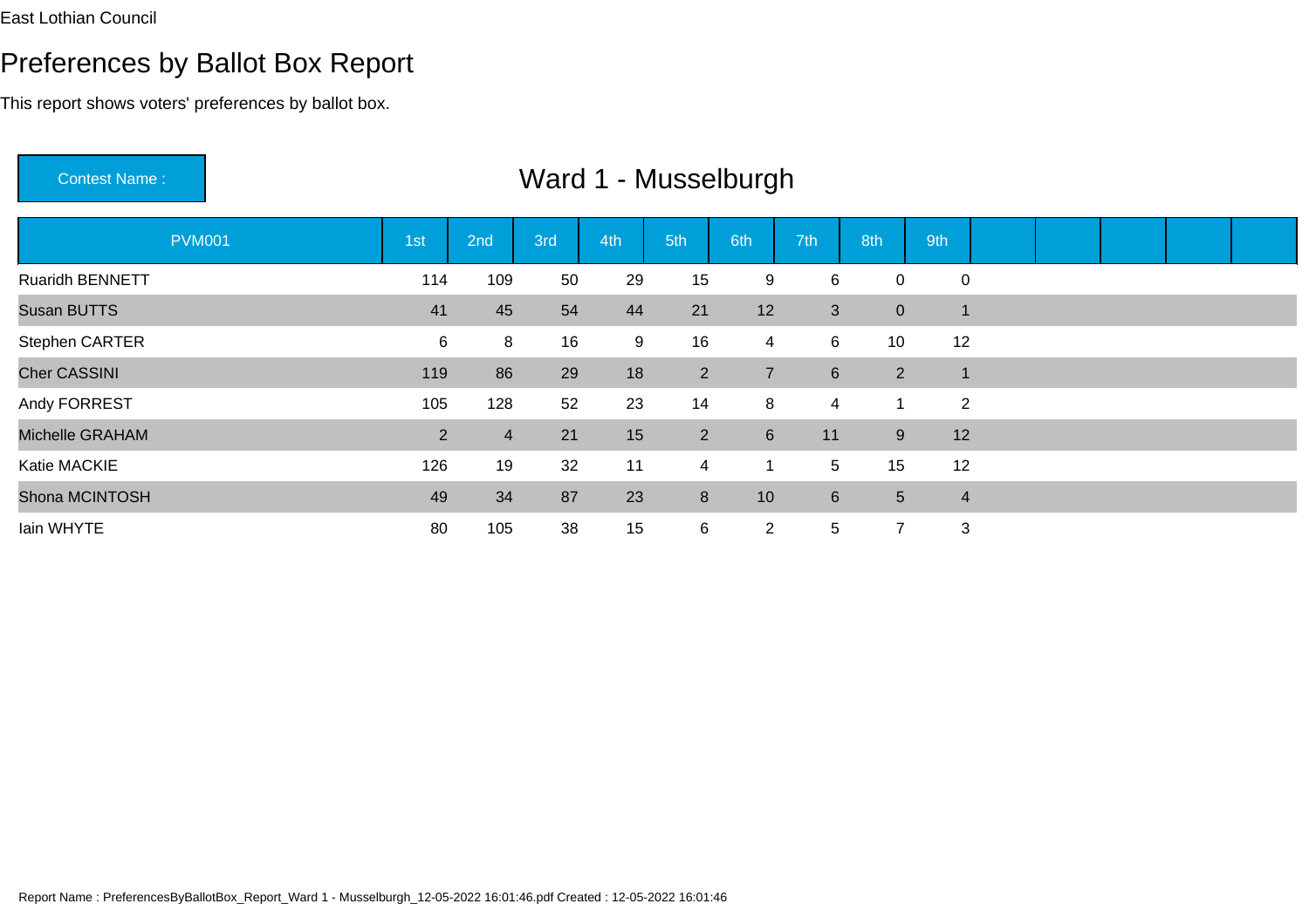East Lothian Council

# Preferences by Ballot Box Report

This report shows voters' preferences by ballot box.

**Contest Name :** Ward 1 - Musselburgh

| PVM001 | 1st | 2nd | 3rd | 4th | 5th | 6th | 7th | 8th | 9th | | | | | |
|---|---|---|---|---|---|---|---|---|---|---|---|---|---|---|
| Ruaridh BENNETT | 114 | 109 | 50 | 29 | 15 | 9 | 6 | 0 | 0 | | | | | |
| Susan BUTTS | 41 | 45 | 54 | 44 | 21 | 12 | 3 | 0 | 1 | | | | | |
| Stephen CARTER | 6 | 8 | 16 | 9 | 16 | 4 | 6 | 10 | 12 | | | | | |
| Cher CASSINI | 119 | 86 | 29 | 18 | 2 | 7 | 6 | 2 | 1 | | | | | |
| Andy FORREST | 105 | 128 | 52 | 23 | 14 | 8 | 4 | 1 | 2 | | | | | |
| Michelle GRAHAM | 2 | 4 | 21 | 15 | 2 | 6 | 11 | 9 | 12 | | | | | |
| Katie MACKIE | 126 | 19 | 32 | 11 | 4 | 1 | 5 | 15 | 12 | | | | | |
| Shona MCINTOSH | 49 | 34 | 87 | 23 | 8 | 10 | 6 | 5 | 4 | | | | | |
| Iain WHYTE | 80 | 105 | 38 | 15 | 6 | 2 | 5 | 7 | 3 | | | | | |

Report Name : PreferencesByBallotBox_Report_Ward 1 - Musselburgh_12-05-2022 16:01:46.pdf Created : 12-05-2022 16:01:46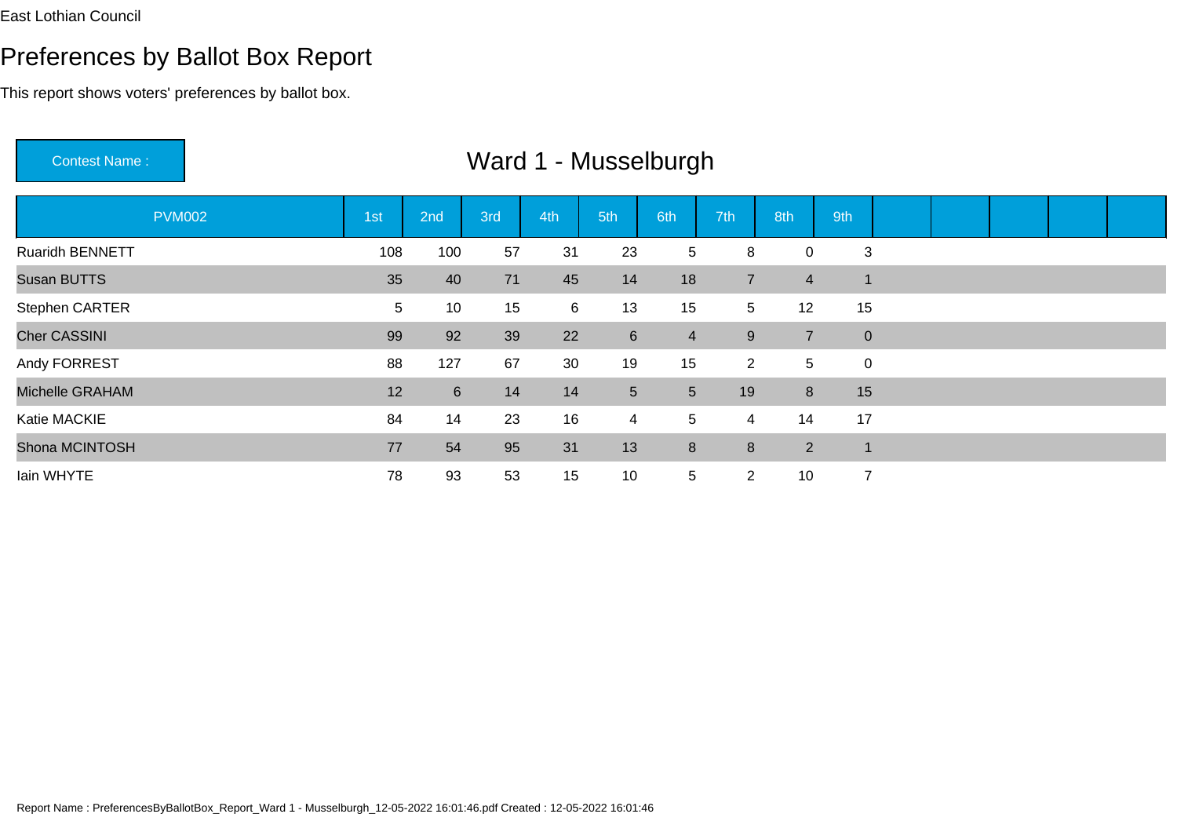East Lothian Council

# Preferences by Ballot Box Report

This report shows voters' preferences by ballot box.

**Contest Name :** Ward 1 - Musselburgh

| PVM002 | 1st | 2nd | 3rd | 4th | 5th | 6th | 7th | 8th | 9th | | | | | |
|---|---|---|---|---|---|---|---|---|---|---|---|---|---|---|
| Ruaridh BENNETT | 108 | 100 | 57 | 31 | 23 | 5 | 8 | 0 | 3 | | | | | |
| Susan BUTTS | 35 | 40 | 71 | 45 | 14 | 18 | 7 | 4 | 1 | | | | | |
| Stephen CARTER | 5 | 10 | 15 | 6 | 13 | 15 | 5 | 12 | 15 | | | | | |
| Cher CASSINI | 99 | 92 | 39 | 22 | 6 | 4 | 9 | 7 | 0 | | | | | |
| Andy FORREST | 88 | 127 | 67 | 30 | 19 | 15 | 2 | 5 | 0 | | | | | |
| Michelle GRAHAM | 12 | 6 | 14 | 14 | 5 | 5 | 19 | 8 | 15 | | | | | |
| Katie MACKIE | 84 | 14 | 23 | 16 | 4 | 5 | 4 | 14 | 17 | | | | | |
| Shona MCINTOSH | 77 | 54 | 95 | 31 | 13 | 8 | 8 | 2 | 1 | | | | | |
| Iain WHYTE | 78 | 93 | 53 | 15 | 10 | 5 | 2 | 10 | 7 | | | | | |

Report Name : PreferencesByBallotBox_Report_Ward 1 - Musselburgh_12-05-2022 16:01:46.pdf Created : 12-05-2022 16:01:46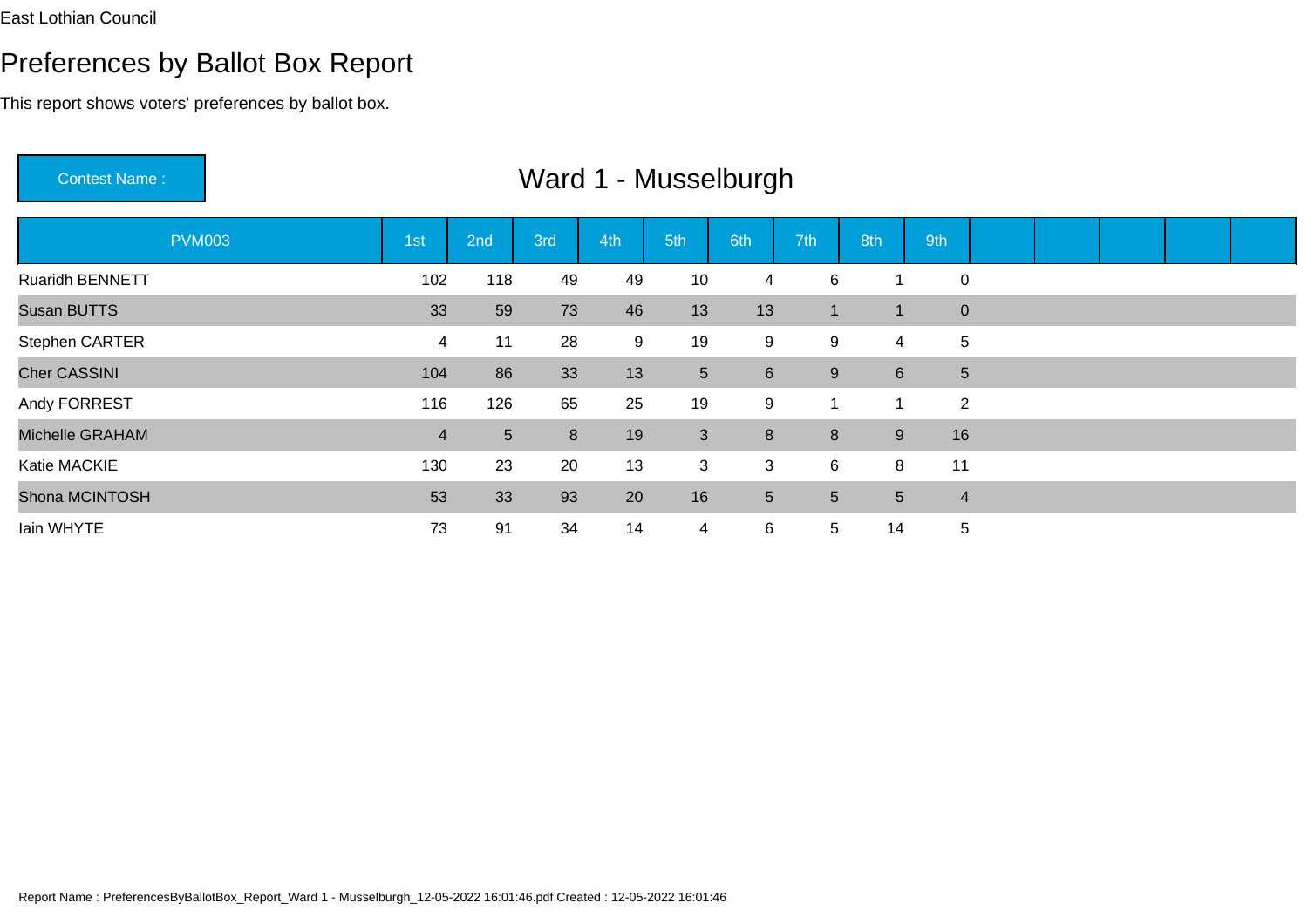East Lothian Council

# Preferences by Ballot Box Report

This report shows voters' preferences by ballot box.

**Contest Name :** Ward 1 - Musselburgh

| PVM003 | 1st | 2nd | 3rd | 4th | 5th | 6th | 7th | 8th | 9th |
|---|---|---|---|---|---|---|---|---|---|
| Ruaridh BENNETT | 102 | 118 | 49 | 49 | 10 | 4 | 6 | 1 | 0 |
| Susan BUTTS | 33 | 59 | 73 | 46 | 13 | 13 | 1 | 1 | 0 |
| Stephen CARTER | 4 | 11 | 28 | 9 | 19 | 9 | 9 | 4 | 5 |
| Cher CASSINI | 104 | 86 | 33 | 13 | 5 | 6 | 9 | 6 | 5 |
| Andy FORREST | 116 | 126 | 65 | 25 | 19 | 9 | 1 | 1 | 2 |
| Michelle GRAHAM | 4 | 5 | 8 | 19 | 3 | 8 | 8 | 9 | 16 |
| Katie MACKIE | 130 | 23 | 20 | 13 | 3 | 3 | 6 | 8 | 11 |
| Shona MCINTOSH | 53 | 33 | 93 | 20 | 16 | 5 | 5 | 5 | 4 |
| Iain WHYTE | 73 | 91 | 34 | 14 | 4 | 6 | 5 | 14 | 5 |

Report Name : PreferencesByBallotBox_Report_Ward 1 - Musselburgh_12-05-2022 16:01:46.pdf Created : 12-05-2022 16:01:46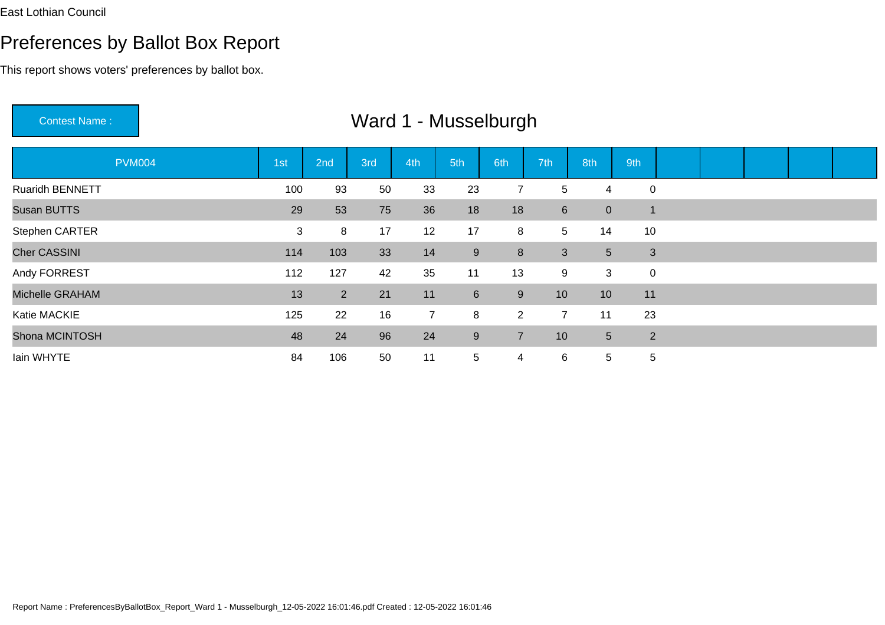East Lothian Council

# Preferences by Ballot Box Report

This report shows voters' preferences by ballot box.

**Contest Name :** Ward 1 - Musselburgh

| PVM004 | 1st | 2nd | 3rd | 4th | 5th | 6th | 7th | 8th | 9th | | | | | |
|---|---|---|---|---|---|---|---|---|---|---|---|---|---|---|
| Ruaridh BENNETT | 100 | 93 | 50 | 33 | 23 | 7 | 5 | 4 | 0 | | | | | |
| Susan BUTTS | 29 | 53 | 75 | 36 | 18 | 18 | 6 | 0 | 1 | | | | | |
| Stephen CARTER | 3 | 8 | 17 | 12 | 17 | 8 | 5 | 14 | 10 | | | | | |
| Cher CASSINI | 114 | 103 | 33 | 14 | 9 | 8 | 3 | 5 | 3 | | | | | |
| Andy FORREST | 112 | 127 | 42 | 35 | 11 | 13 | 9 | 3 | 0 | | | | | |
| Michelle GRAHAM | 13 | 2 | 21 | 11 | 6 | 9 | 10 | 10 | 11 | | | | | |
| Katie MACKIE | 125 | 22 | 16 | 7 | 8 | 2 | 7 | 11 | 23 | | | | | |
| Shona MCINTOSH | 48 | 24 | 96 | 24 | 9 | 7 | 10 | 5 | 2 | | | | | |
| Iain WHYTE | 84 | 106 | 50 | 11 | 5 | 4 | 6 | 5 | 5 | | | | | |

Report Name : PreferencesByBallotBox_Report_Ward 1 - Musselburgh_12-05-2022 16:01:46.pdf Created : 12-05-2022 16:01:46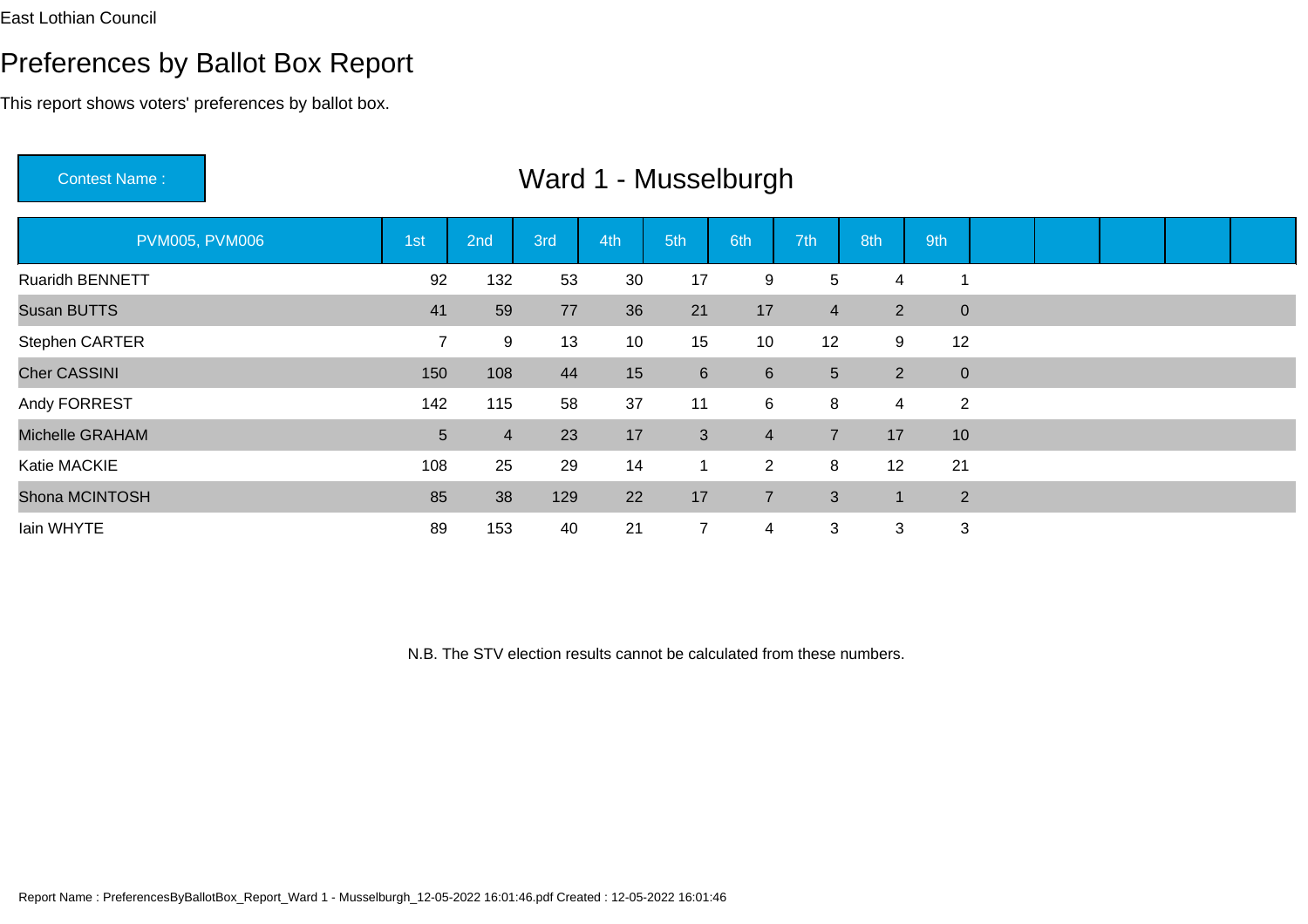East Lothian Council

# Preferences by Ballot Box Report

This report shows voters' preferences by ballot box.

Contest Name : **Ward 1 - Musselburgh**

| PVM005, PVM006 | 1st | 2nd | 3rd | 4th | 5th | 6th | 7th | 8th | 9th |
|---|---|---|---|---|---|---|---|---|---|
| Ruaridh BENNETT | 92 | 132 | 53 | 30 | 17 | 9 | 5 | 4 | 1 |
| Susan BUTTS | 41 | 59 | 77 | 36 | 21 | 17 | 4 | 2 | 0 |
| Stephen CARTER | 7 | 9 | 13 | 10 | 15 | 10 | 12 | 9 | 12 |
| Cher CASSINI | 150 | 108 | 44 | 15 | 6 | 6 | 5 | 2 | 0 |
| Andy FORREST | 142 | 115 | 58 | 37 | 11 | 6 | 8 | 4 | 2 |
| Michelle GRAHAM | 5 | 4 | 23 | 17 | 3 | 4 | 7 | 17 | 10 |
| Katie MACKIE | 108 | 25 | 29 | 14 | 1 | 2 | 8 | 12 | 21 |
| Shona MCINTOSH | 85 | 38 | 129 | 22 | 17 | 7 | 3 | 1 | 2 |
| Iain WHYTE | 89 | 153 | 40 | 21 | 7 | 4 | 3 | 3 | 3 |

N.B. The STV election results cannot be calculated from these numbers.

Report Name : PreferencesByBallotBox_Report_Ward 1 - Musselburgh_12-05-2022 16:01:46.pdf Created : 12-05-2022 16:01:46